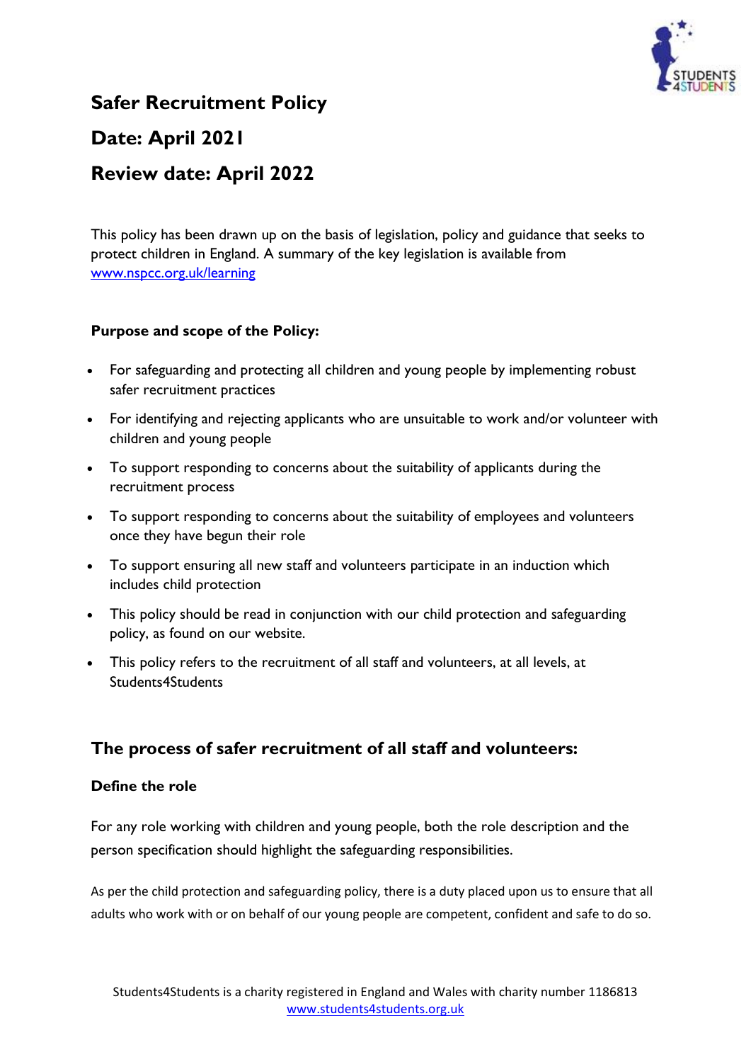# Safer Recruitment Policy

## Date: April 2021

## Review date: April 2022

This policy has been drawn up on the basis of legislation, policy and guidance that seeks to protect children in England. A summary of the key legislation is available from www.nspcc.org.uk/learning

**Purpose and scope of the Policy:**

- For safeguarding and protecting all children and young people by implementing robust safer recruitment practices
- For identifying and rejecting applicants who are unsuitable to work and/or volunteer with children and young people
- To support responding to concerns about the suitability of applicants during the recruitment process
- To support responding to concerns about the suitability of employees and volunteers once they have begun their role
- To support ensuring all new staff and volunteers participate in an induction which includes child protection
- This policy should be read in conjunction with our child protection and safeguarding policy, as found on our website.
- This policy refers to the recruitment of all staff and volunteers, at all levels, at Students4Students

## The process of safer recruitment of all staff and volunteers:

### Define the role

For any role working with children and young people, both the role description and the person specification should highlight the safeguarding responsibilities.

As per the child protection and safeguarding policy, there is a duty placed upon us to ensure that all adults who work with or on behalf of our young people are competent, confident and safe to do so.

Students4Students is a charity registered in England and Wales with charity number 1186813
www.students4students.org.uk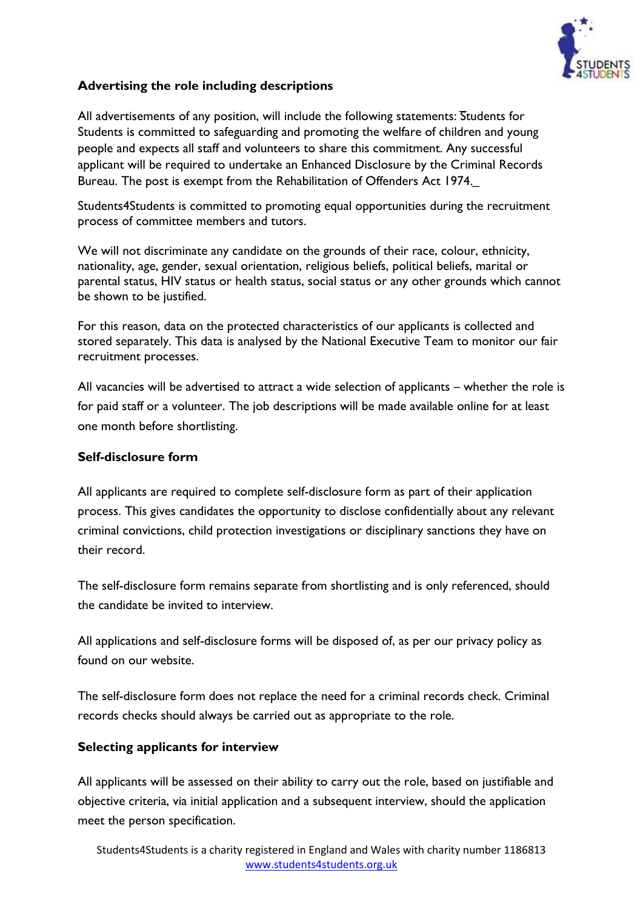**Advertising the role including descriptions**

All advertisements of any position, will include the following statements: Students for Students is committed to safeguarding and promoting the welfare of children and young people and expects all staff and volunteers to share this commitment. Any successful applicant will be required to undertake an Enhanced Disclosure by the Criminal Records Bureau. The post is exempt from the Rehabilitation of Offenders Act 1974._

Students4Students is committed to promoting equal opportunities during the recruitment process of committee members and tutors.

We will not discriminate any candidate on the grounds of their race, colour, ethnicity, nationality, age, gender, sexual orientation, religious beliefs, political beliefs, marital or parental status, HIV status or health status, social status or any other grounds which cannot be shown to be justified.

For this reason, data on the protected characteristics of our applicants is collected and stored separately. This data is analysed by the National Executive Team to monitor our fair recruitment processes.

All vacancies will be advertised to attract a wide selection of applicants – whether the role is for paid staff or a volunteer. The job descriptions will be made available online for at least one month before shortlisting.

**Self-disclosure form**

All applicants are required to complete self-disclosure form as part of their application process. This gives candidates the opportunity to disclose confidentially about any relevant criminal convictions, child protection investigations or disciplinary sanctions they have on their record.

The self-disclosure form remains separate from shortlisting and is only referenced, should the candidate be invited to interview.

All applications and self-disclosure forms will be disposed of, as per our privacy policy as found on our website.

The self-disclosure form does not replace the need for a criminal records check. Criminal records checks should always be carried out as appropriate to the role.

**Selecting applicants for interview**

All applicants will be assessed on their ability to carry out the role, based on justifiable and objective criteria, via initial application and a subsequent interview, should the application meet the person specification.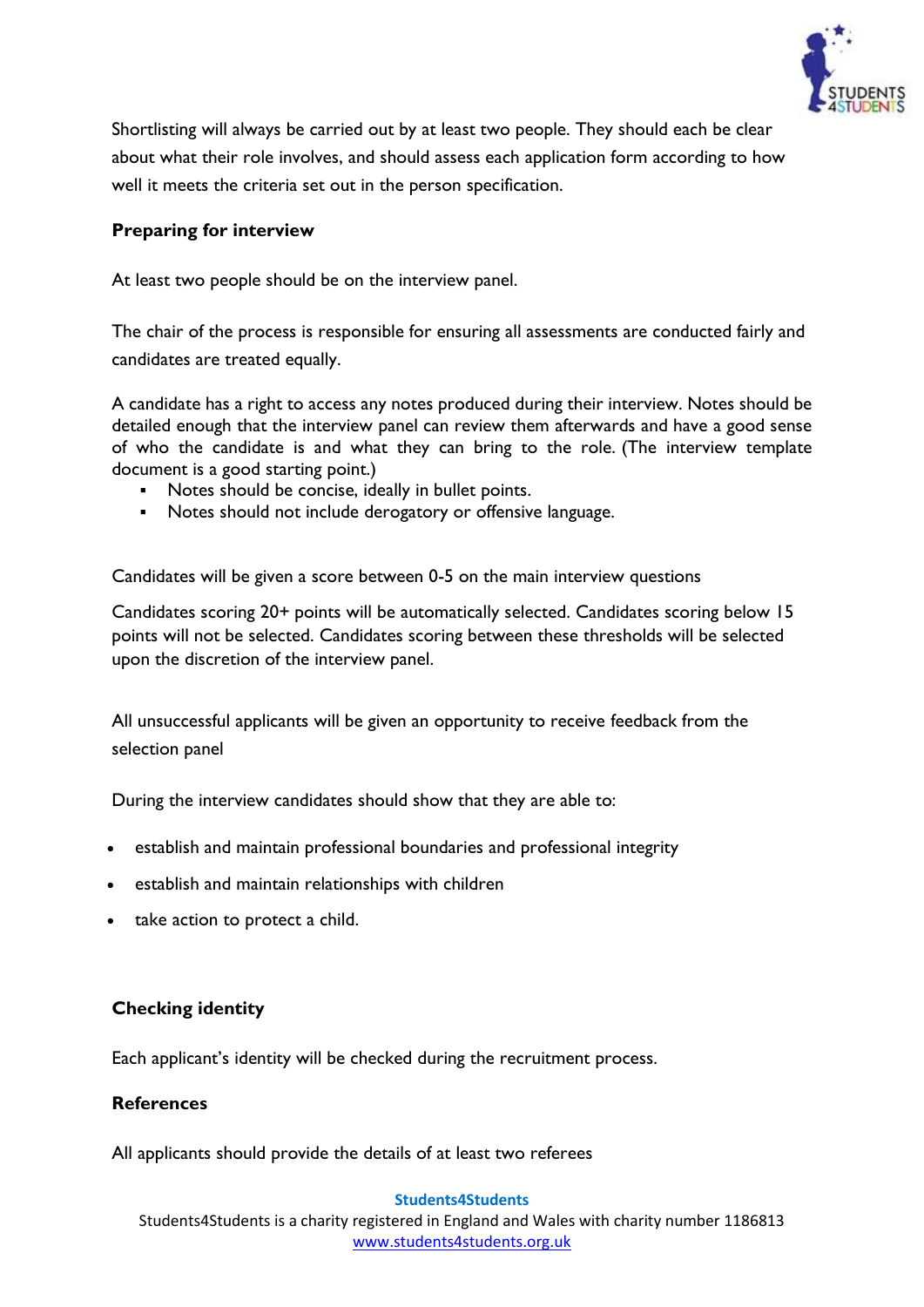Shortlisting will always be carried out by at least two people. They should each be clear about what their role involves, and should assess each application form according to how well it meets the criteria set out in the person specification.

**Preparing for interview**

At least two people should be on the interview panel.

The chair of the process is responsible for ensuring all assessments are conducted fairly and candidates are treated equally.

A candidate has a right to access any notes produced during their interview. Notes should be detailed enough that the interview panel can review them afterwards and have a good sense of who the candidate is and what they can bring to the role. (The interview template document is a good starting point.)

- Notes should be concise, ideally in bullet points.
- Notes should not include derogatory or offensive language.

Candidates will be given a score between 0-5 on the main interview questions

Candidates scoring 20+ points will be automatically selected. Candidates scoring below 15 points will not be selected. Candidates scoring between these thresholds will be selected upon the discretion of the interview panel.

All unsuccessful applicants will be given an opportunity to receive feedback from the selection panel

During the interview candidates should show that they are able to:

- establish and maintain professional boundaries and professional integrity
- establish and maintain relationships with children
- take action to protect a child.

**Checking identity**

Each applicant's identity will be checked during the recruitment process.

**References**

All applicants should provide the details of at least two referees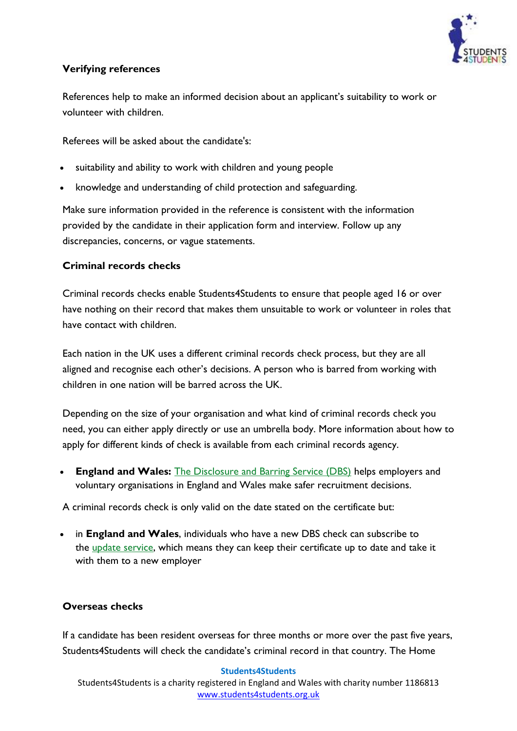**Verifying references**

References help to make an informed decision about an applicant's suitability to work or volunteer with children.

Referees will be asked about the candidate's:

- suitability and ability to work with children and young people
- knowledge and understanding of child protection and safeguarding.

Make sure information provided in the reference is consistent with the information provided by the candidate in their application form and interview. Follow up any discrepancies, concerns, or vague statements.

**Criminal records checks**

Criminal records checks enable Students4Students to ensure that people aged 16 or over have nothing on their record that makes them unsuitable to work or volunteer in roles that have contact with children.

Each nation in the UK uses a different criminal records check process, but they are all aligned and recognise each other's decisions. A person who is barred from working with children in one nation will be barred across the UK.

Depending on the size of your organisation and what kind of criminal records check you need, you can either apply directly or use an umbrella body. More information about how to apply for different kinds of check is available from each criminal records agency.

- **England and Wales:** The Disclosure and Barring Service (DBS) helps employers and voluntary organisations in England and Wales make safer recruitment decisions.

A criminal records check is only valid on the date stated on the certificate but:

- in **England and Wales**, individuals who have a new DBS check can subscribe to the update service, which means they can keep their certificate up to date and take it with them to a new employer

**Overseas checks**

If a candidate has been resident overseas for three months or more over the past five years, Students4Students will check the candidate's criminal record in that country. The Home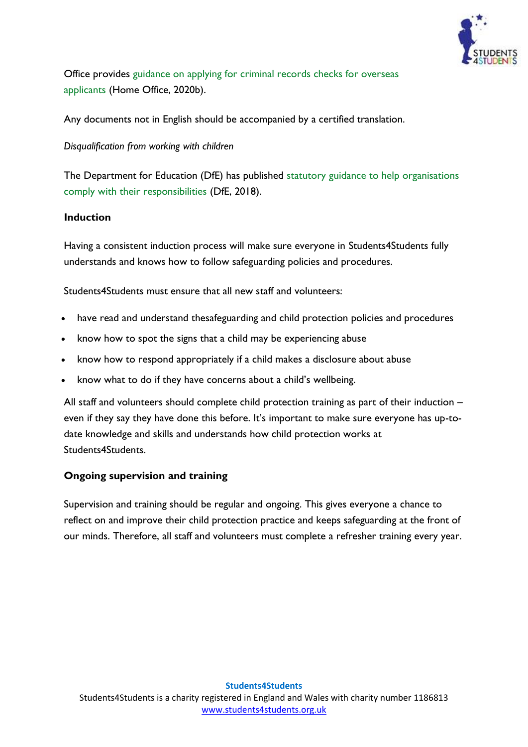Office provides guidance on applying for criminal records checks for overseas applicants (Home Office, 2020b).

Any documents not in English should be accompanied by a certified translation.

*Disqualification from working with children*

The Department for Education (DfE) has published statutory guidance to help organisations comply with their responsibilities (DfE, 2018).

**Induction**

Having a consistent induction process will make sure everyone in Students4Students fully understands and knows how to follow safeguarding policies and procedures.

Students4Students must ensure that all new staff and volunteers:

- have read and understand thesafeguarding and child protection policies and procedures
- know how to spot the signs that a child may be experiencing abuse
- know how to respond appropriately if a child makes a disclosure about abuse
- know what to do if they have concerns about a child's wellbeing.

All staff and volunteers should complete child protection training as part of their induction – even if they say they have done this before. It's important to make sure everyone has up-to-date knowledge and skills and understands how child protection works at Students4Students.

**Ongoing supervision and training**

Supervision and training should be regular and ongoing. This gives everyone a chance to reflect on and improve their child protection practice and keeps safeguarding at the front of our minds. Therefore, all staff and volunteers must complete a refresher training every year.